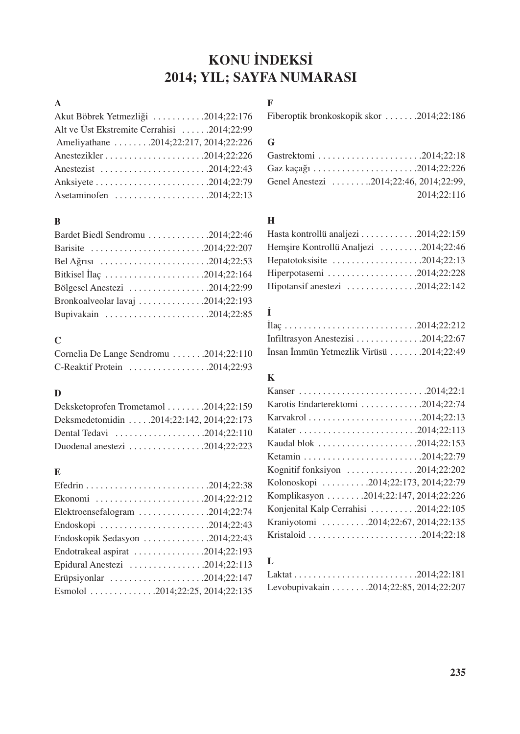# KONU İNDEKSİ
# 2014; YIL; SAYFA NUMARASI

## A

Akut Böbrek Yetmezliği . . . . . . . . . . .2014;22:176
Alt ve Üst Ekstremite Cerrahisi . . . . . .2014;22:99
Ameliyathane . . . . . . . .2014;22:217, 2014;22:226
Anestezikler . . . . . . . . . . . . . . . . . . . . .2014;22:226
Anestezist . . . . . . . . . . . . . . . . . . . . . . .2014;22:43
Anksiyete . . . . . . . . . . . . . . . . . . . . . . . .2014;22:79
Asetaminofen . . . . . . . . . . . . . . . . . . . .2014;22:13

## B

Bardet Biedl Sendromu . . . . . . . . . . . . .2014;22:46
Barisite . . . . . . . . . . . . . . . . . . . . . . . .2014;22:207
Bel Ağrısı . . . . . . . . . . . . . . . . . . . . . . .2014;22:53
Bitkisel İlaç . . . . . . . . . . . . . . . . . . . . .2014;22:164
Bölgesel Anestezi . . . . . . . . . . . . . . . . .2014;22:99
Bronkoalveolar lavaj . . . . . . . . . . . . . .2014;22:193
Bupivakain . . . . . . . . . . . . . . . . . . . . . .2014;22:85

## C

Cornelia De Lange Sendromu . . . . . . .2014;22:110
C-Reaktif Protein . . . . . . . . . . . . . . . . .2014;22:93

## D

Deksketoprofen Trometamol . . . . . . . .2014;22:159
Deksmedetomidin . . . . .2014;22:142, 2014;22:173
Dental Tedavi . . . . . . . . . . . . . . . . . . .2014;22:110
Duodenal anestezi . . . . . . . . . . . . . . . .2014;22:223

## E

Efedrin . . . . . . . . . . . . . . . . . . . . . . . . .2014;22:38
Ekonomi . . . . . . . . . . . . . . . . . . . . . . .2014;22:212
Elektroensefalogram . . . . . . . . . . . . . . .2014;22:74
Endoskopi . . . . . . . . . . . . . . . . . . . . . . .2014;22:43
Endoskopik Sedasyon . . . . . . . . . . . . . .2014;22:43
Endotrakeal aspirat . . . . . . . . . . . . . . .2014;22:193
Epidural Anestezi . . . . . . . . . . . . . . . .2014;22:113
Erüpsiyonlar . . . . . . . . . . . . . . . . . . . .2014;22:147
Esmolol . . . . . . . . . . . . . .2014;22:25, 2014;22:135

## F

Fiberoptik bronkoskopik skor . . . . . . .2014;22:186

## G

Gastrektomi . . . . . . . . . . . . . . . . . . . . . .2014;22:18
Gaz kaçağı . . . . . . . . . . . . . . . . . . . . . .2014;22:226
Genel Anestezi . . . . . . . . .2014;22:46, 2014;22:99, 2014;22:116

## H

Hasta kontrollü analjezi . . . . . . . . . . . .2014;22:159
Hemşire Kontrollü Analjezi . . . . . . . . .2014;22:46
Hepatotoksisite . . . . . . . . . . . . . . . . . . .2014;22:13
Hiperpotasemi . . . . . . . . . . . . . . . . . . .2014;22:228
Hipotansif anestezi . . . . . . . . . . . . . . .2014;22:142

## İ

İlaç . . . . . . . . . . . . . . . . . . . . . . . . . . . .2014;22:212
İnfiltrasyon Anestezisi . . . . . . . . . . . . . .2014;22:67
İnsan İmmün Yetmezlik Virüsü . . . . . . .2014;22:49

## K

Kanser . . . . . . . . . . . . . . . . . . . . . . . . . .2014;22:1
Karotis Endarterektomi . . . . . . . . . . . . .2014;22:74
Karvakrol . . . . . . . . . . . . . . . . . . . . . . . .2014;22:13
Katater . . . . . . . . . . . . . . . . . . . . . . . . .2014;22:113
Kaudal blok . . . . . . . . . . . . . . . . . . . . .2014;22:153
Ketamin . . . . . . . . . . . . . . . . . . . . . . . . .2014;22:79
Kognitif fonksiyon . . . . . . . . . . . . . . .2014;22:202
Kolonoskopi . . . . . . . . . .2014;22:173, 2014;22:79
Komplikasyon . . . . . . . .2014;22:147, 2014;22:226
Konjenital Kalp Cerrahisi . . . . . . . . . .2014;22:105
Kraniyotomi . . . . . . . . . .2014;22:67, 2014;22:135
Kristaloid . . . . . . . . . . . . . . . . . . . . . . . .2014;22:18

## L

Laktat . . . . . . . . . . . . . . . . . . . . . . . . . .2014;22:181
Levobupivakain . . . . . . . .2014;22:85, 2014;22:207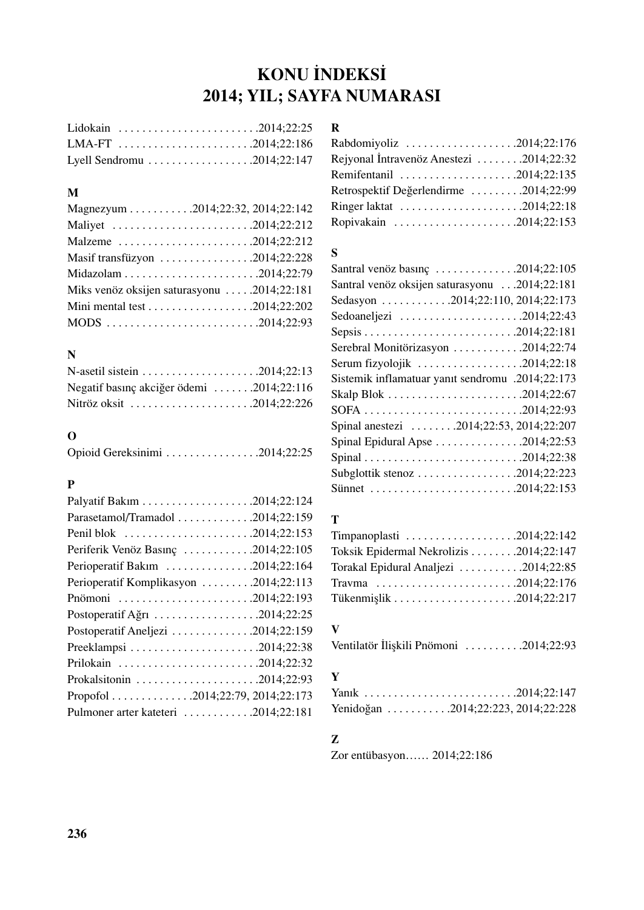# KONU İNDEKSİ
# 2014; YIL; SAYFA NUMARASI

Lidokain ........................2014;22:25
LMA-FT ........................2014;22:186
Lyell Sendromu ....................2014;22:147

**M**

Magnezyum ...........2014;22:32, 2014;22:142
Maliyet ........................2014;22:212
Malzeme ........................2014;22:212
Masif transfüzyon ................2014;22:228
Midazolam ........................2014;22:79
Miks venöz oksijen saturasyonu .....2014;22:181
Mini mental test ..................2014;22:202
MODS ..........................2014;22:93

**N**

N-asetil sistein ....................2014;22:13
Negatif basınç akciğer ödemi .......2014;22:116
Nitröz oksit ......................2014;22:226

**O**

Opioid Gereksinimi ................2014;22:25

**P**

Palyatif Bakım ...................2014;22:124
Parasetamol/Tramadol .............2014;22:159
Penil blok .......................2014;22:153
Periferik Venöz Basınç ............2014;22:105
Perioperatif Bakım ...............2014;22:164
Perioperatif Komplikasyon .........2014;22:113
Pnömoni .......................2014;22:193
Postoperatif Ağrı ..................2014;22:25
Postoperatif Aneljezi ..............2014;22:159
Preeklampsi ......................2014;22:38
Prilokain ........................2014;22:32
Prokalsitonin .....................2014;22:93
Propofol .............2014;22:79, 2014;22:173
Pulmoner arter kateteri ............2014;22:181

**R**

Rabdomiyoliz ...................2014;22:176
Rejyonal İntravenöz Anestezi ........2014;22:32
Remifentanil ....................2014;22:135
Retrospektif Değerlendirme .........2014;22:99
Ringer laktat .....................2014;22:18
Ropivakain .....................2014;22:153

**S**

Santral venöz basınç ..............2014;22:105
Santral venöz oksijen saturasyonu ...2014;22:181
Sedasyon ............2014;22:110, 2014;22:173
Sedoaneljezi .....................2014;22:43
Sepsis ..........................2014;22:181
Serebral Monitörizasyon ............2014;22:74
Serum fizyolojik ..................2014;22:18
Sistemik inflamatuar yanıt sendromu .2014;22:173
Skalp Blok .......................2014;22:67
SOFA ...........................2014;22:93
Spinal anestezi ........2014;22:53, 2014;22:207
Spinal Epidural Apse ...............2014;22:53
Spinal ...........................2014;22:38
Subglottik stenoz .................2014;22:223
Sünnet .........................2014;22:153

**T**

Timpanoplasti ...................2014;22:142
Toksik Epidermal Nekrolizis ........2014;22:147
Torakal Epidural Analjezi ...........2014;22:85
Travma ........................2014;22:176
Tükenmişlik .....................2014;22:217

**V**

Ventilatör İlişkili Pnömoni ..........2014;22:93

**Y**

Yanık ..........................2014;22:147
Yenidoğan ...........2014;22:223, 2014;22:228

**Z**

Zor entübasyon...... 2014;22:186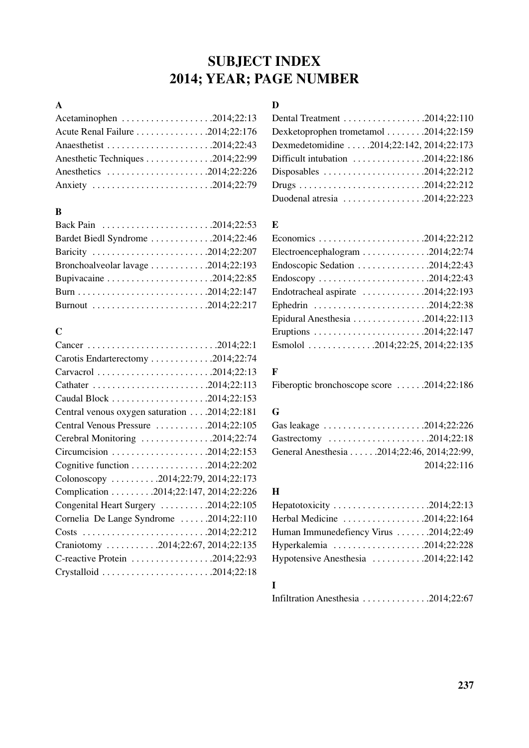# SUBJECT INDEX
# 2014; YEAR; PAGE NUMBER

**A**

Acetaminophen . . . . . . . . . . . . . . . . . . .2014;22:13
Acute Renal Failure . . . . . . . . . . . . . . .2014;22:176
Anaesthetist . . . . . . . . . . . . . . . . . . . . . .2014;22:43
Anesthetic Techniques . . . . . . . . . . . . . .2014;22:99
Anesthetics . . . . . . . . . . . . . . . . . . . . .2014;22:226
Anxiety . . . . . . . . . . . . . . . . . . . . . . . . .2014;22:79

**B**

Back Pain . . . . . . . . . . . . . . . . . . . . . . .2014;22:53
Bardet Biedl Syndrome . . . . . . . . . . . . .2014;22:46
Baricity . . . . . . . . . . . . . . . . . . . . . . . .2014;22:207
Bronchoalveolar lavage . . . . . . . . . . . .2014;22:193
Bupivacaine . . . . . . . . . . . . . . . . . . . . . .2014;22:85
Burn . . . . . . . . . . . . . . . . . . . . . . . . . . .2014;22:147
Burnout . . . . . . . . . . . . . . . . . . . . . . . .2014;22:217

**C**

Cancer . . . . . . . . . . . . . . . . . . . . . . . . . . .2014;22:1
Carotis Endarterectomy . . . . . . . . . . . . .2014;22:74
Carvacrol . . . . . . . . . . . . . . . . . . . . . . . .2014;22:13
Cathater . . . . . . . . . . . . . . . . . . . . . . . .2014;22:113
Caudal Block . . . . . . . . . . . . . . . . . . . .2014;22:153
Central venous oxygen saturation . . . .2014;22:181
Central Venous Pressure . . . . . . . . . . .2014;22:105
Cerebral Monitoring . . . . . . . . . . . . . . .2014;22:74
Circumcision . . . . . . . . . . . . . . . . . . . .2014;22:153
Cognitive function . . . . . . . . . . . . . . . .2014;22:202
Colonoscopy . . . . . . . . . .2014;22:79, 2014;22:173
Complication . . . . . . . . .2014;22:147, 2014;22:226
Congenital Heart Surgery . . . . . . . . . .2014;22:105
Cornelia De Lange Syndrome . . . . . .2014;22:110
Costs . . . . . . . . . . . . . . . . . . . . . . . . . .2014;22:212
Craniotomy . . . . . . . . . . .2014;22:67, 2014;22:135
C-reactive Protein . . . . . . . . . . . . . . . . .2014;22:93
Crystalloid . . . . . . . . . . . . . . . . . . . . . . .2014;22:18

**D**

Dental Treatment . . . . . . . . . . . . . . . . .2014;22:110
Dexketoprophen trometamol . . . . . . . .2014;22:159
Dexmedetomidine . . . . .2014;22:142, 2014;22:173
Difficult intubation . . . . . . . . . . . . . . .2014;22:186
Disposables . . . . . . . . . . . . . . . . . . . . .2014;22:212
Drugs . . . . . . . . . . . . . . . . . . . . . . . . . .2014;22:212
Duodenal atresia . . . . . . . . . . . . . . . . .2014;22:223

**E**

Economics . . . . . . . . . . . . . . . . . . . . . .2014;22:212
Electroencephalogram . . . . . . . . . . . . . .2014;22:74
Endoscopic Sedation . . . . . . . . . . . . . . .2014;22:43
Endoscopy . . . . . . . . . . . . . . . . . . . . . . .2014;22:43
Endotracheal aspirate . . . . . . . . . . . . .2014;22:193
Ephedrin . . . . . . . . . . . . . . . . . . . . . . . .2014;22:38
Epidural Anesthesia . . . . . . . . . . . . . . .2014;22:113
Eruptions . . . . . . . . . . . . . . . . . . . . . . .2014;22:147
Esmolol . . . . . . . . . . . . . .2014;22:25, 2014;22:135

**F**

Fiberoptic bronchoscope score . . . . . .2014;22:186

**G**

Gas leakage . . . . . . . . . . . . . . . . . . . . .2014;22:226
Gastrectomy . . . . . . . . . . . . . . . . . . . . .2014;22:18
General Anesthesia . . . . . .2014;22:46, 2014;22:99, 2014;22:116

**H**

Hepatotoxicity . . . . . . . . . . . . . . . . . . . .2014;22:13
Herbal Medicine . . . . . . . . . . . . . . . . .2014;22:164
Human Immunedefiency Virus . . . . . . .2014;22:49
Hyperkalemia . . . . . . . . . . . . . . . . . . .2014;22:228
Hypotensive Anesthesia . . . . . . . . . . .2014;22:142

**I**

Infiltration Anesthesia . . . . . . . . . . . . . .2014;22:67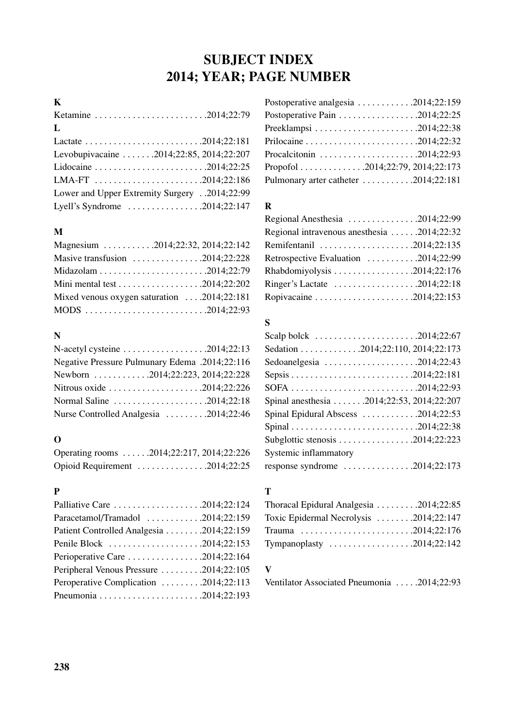# SUBJECT INDEX
# 2014; YEAR; PAGE NUMBER

**K**

Ketamine . . . . . . . . . . . . . . . . . . . . . . . .2014;22:79

**L**

Lactate . . . . . . . . . . . . . . . . . . . . . . . . .2014;22:181
Levobupivacaine . . . . . . .2014;22:85, 2014;22:207
Lidocaine . . . . . . . . . . . . . . . . . . . . . . . .2014;22:25
LMA-FT . . . . . . . . . . . . . . . . . . . . . . .2014;22:186
Lower and Upper Extremity Surgery . .2014;22:99
Lyell's Syndrome . . . . . . . . . . . . . . . .2014;22:147

**M**

Magnesium . . . . . . . . . . .2014;22:32, 2014;22:142
Masive transfusion . . . . . . . . . . . . . . .2014;22:228
Midazolam . . . . . . . . . . . . . . . . . . . . . .2014;22:79
Mini mental test . . . . . . . . . . . . . . . . . .2014;22:202
Mixed venous oxygen saturation . . . .2014;22:181
MODS . . . . . . . . . . . . . . . . . . . . . . . . .2014;22:93

**N**

N-acetyl cysteine . . . . . . . . . . . . . . . . .2014;22:13
Negative Pressure Pulmunary Edema .2014;22:116
Newborn . . . . . . . . . . . .2014;22:223, 2014;22:228
Nitrous oxide . . . . . . . . . . . . . . . . . . . .2014;22:226
Normal Saline . . . . . . . . . . . . . . . . . . . .2014;22:18
Nurse Controlled Analgesia . . . . . . . . .2014;22:46

**O**

Operating rooms . . . . . .2014;22:217, 2014;22:226
Opioid Requirement . . . . . . . . . . . . . . .2014;22:25

**P**

Palliative Care . . . . . . . . . . . . . . . . . . .2014;22:124
Paracetamol/Tramadol . . . . . . . . . . . .2014;22:159
Patient Controlled Analgesia . . . . . . . .2014;22:159
Penile Block . . . . . . . . . . . . . . . . . . . .2014;22:153
Perioperative Care . . . . . . . . . . . . . . . .2014;22:164
Peripheral Venous Pressure . . . . . . . . .2014;22:105
Peroperative Complication . . . . . . . . .2014;22:113
Pneumonia . . . . . . . . . . . . . . . . . . . . . .2014;22:193
Postoperative analgesia . . . . . . . . . . . .2014;22:159
Postoperative Pain . . . . . . . . . . . . . . . . .2014;22:25
Preeklampsi . . . . . . . . . . . . . . . . . . . . . .2014;22:38
Prilocaine . . . . . . . . . . . . . . . . . . . . . . . .2014;22:32
Procalcitonin . . . . . . . . . . . . . . . . . . . . .2014;22:93
Propofol . . . . . . . . . . . . . .2014;22:79, 2014;22:173
Pulmonary arter catheter . . . . . . . . . . .2014;22:181

**R**

Regional Anesthesia . . . . . . . . . . . . . . .2014;22:99
Regional intravenous anesthesia . . . . . .2014;22:32
Remifentanil . . . . . . . . . . . . . . . . . . . .2014;22:135
Retrospective Evaluation . . . . . . . . . . .2014;22:99
Rhabdomiyolysis . . . . . . . . . . . . . . . . .2014;22:176
Ringer's Lactate . . . . . . . . . . . . . . . . . .2014;22:18
Ropivacaine . . . . . . . . . . . . . . . . . . . . .2014;22:153

**S**

Scalp bolck . . . . . . . . . . . . . . . . . . . . . .2014;22:67
Sedation . . . . . . . . . . . . .2014;22:110, 2014;22:173
Sedoanelgesia . . . . . . . . . . . . . . . . . . . .2014;22:43
Sepsis . . . . . . . . . . . . . . . . . . . . . . . . . .2014;22:181
SOFA . . . . . . . . . . . . . . . . . . . . . . . . . . .2014;22:93
Spinal anesthesia . . . . . . .2014;22:53, 2014;22:207
Spinal Epidural Abscess . . . . . . . . . . . .2014;22:53
Spinal . . . . . . . . . . . . . . . . . . . . . . . . . . .2014;22:38
Subglottic stenosis . . . . . . . . . . . . . . . .2014;22:223
Systemic inflammatory
response syndrome . . . . . . . . . . . . . . .2014;22:173

**T**

Thoracal Epidural Analgesia . . . . . . . . .2014;22:85
Toxic Epidermal Necrolysis . . . . . . . .2014;22:147
Trauma . . . . . . . . . . . . . . . . . . . . . . . .2014;22:176
Tympanoplasty . . . . . . . . . . . . . . . . . .2014;22:142

**V**

Ventilator Associated Pneumonia . . . . .2014;22:93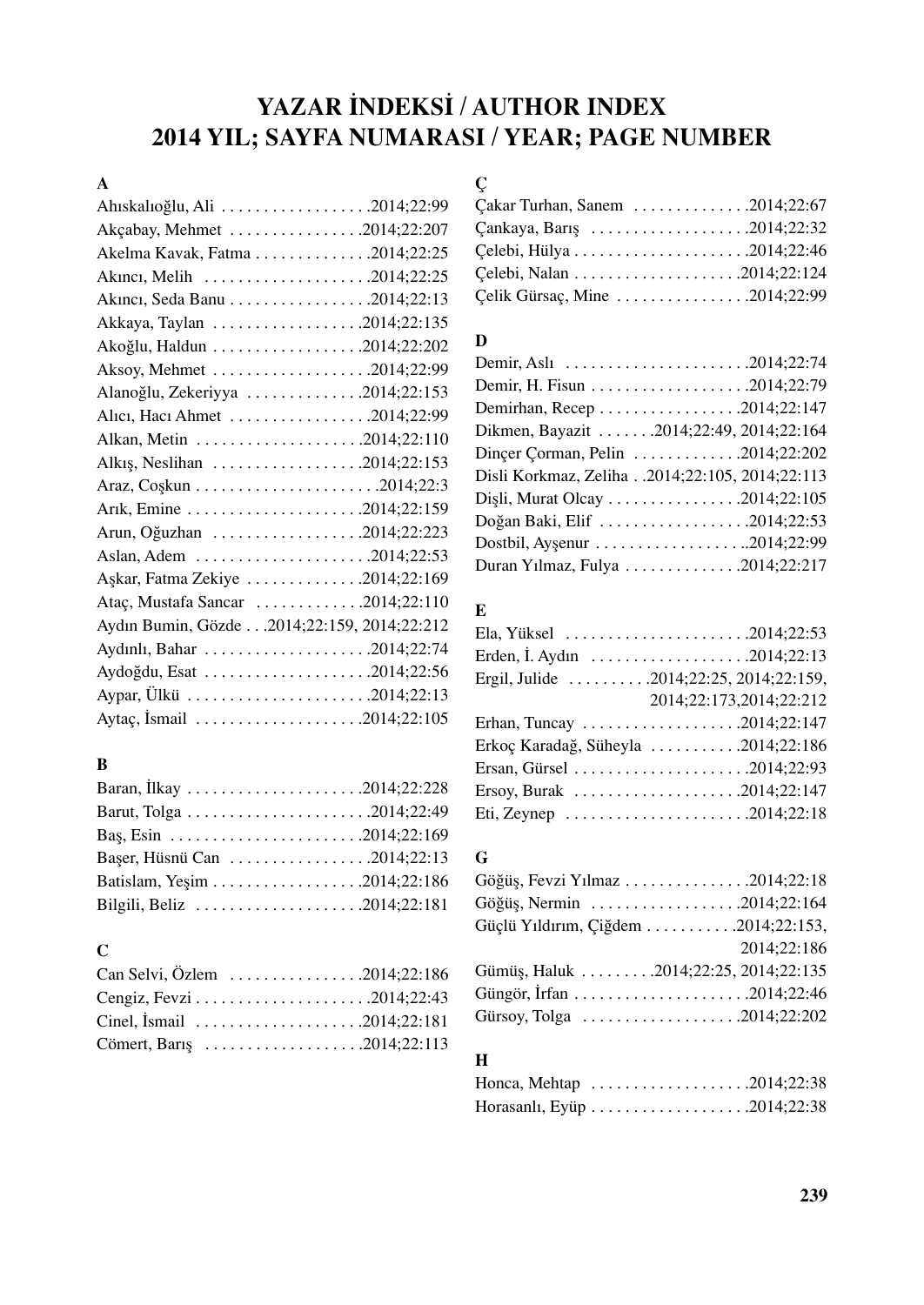# YAZAR İNDEKSİ / AUTHOR INDEX
# 2014 YIL; SAYFA NUMARASI / YEAR; PAGE NUMBER

### A

Ahıskalıoğlu, Ali .................2014;22:99
Akçabay, Mehmet ................2014;22:207
Akelma Kavak, Fatma .............2014;22:25
Akıncı, Melih ....................2014;22:25
Akıncı, Seda Banu ................2014;22:13
Akkaya, Taylan ..................2014;22:135
Akoğlu, Haldun ..................2014;22:202
Aksoy, Mehmet ...................2014;22:99
Alanoğlu, Zekeriyya .............2014;22:153
Alıcı, Hacı Ahmet ................2014;22:99
Alkan, Metin ....................2014;22:110
Alkış, Neslihan ..................2014;22:153
Araz, Coşkun ......................2014;22:3
Arık, Emine .....................2014;22:159
Arun, Oğuzhan ..................2014;22:223
Aslan, Adem .....................2014;22:53
Aşkar, Fatma Zekiye .............2014;22:169
Ataç, Mustafa Sancar ............2014;22:110
Aydın Bumin, Gözde . . .2014;22:159, 2014;22:212
Aydınlı, Bahar ...................2014;22:74
Aydoğdu, Esat ...................2014;22:56
Aypar, Ülkü .....................2014;22:13
Aytaç, İsmail ...................2014;22:105

### B

Baran, İlkay ....................2014;22:228
Barut, Tolga .....................2014;22:49
Baş, Esin .......................2014;22:169
Başer, Hüsnü Can .................2014;22:13
Batislam, Yeşim .................2014;22:186
Bilgili, Beliz ..................2014;22:181

### C

Can Selvi, Özlem ................2014;22:186
Cengiz, Fevzi ....................2014;22:43
Cinel, İsmail ...................2014;22:181
Cömert, Barış ...................2014;22:113

### Ç

Çakar Turhan, Sanem .............2014;22:67
Çankaya, Barış ..................2014;22:32
Çelebi, Hülya ....................2014;22:46
Çelebi, Nalan ...................2014;22:124
Çelik Gürsaç, Mine ...............2014;22:99

### D

Demir, Aslı .....................2014;22:74
Demir, H. Fisun ..................2014;22:79
Demirhan, Recep .................2014;22:147
Dikmen, Bayazit .......2014;22:49, 2014;22:164
Dinçer Çorman, Pelin ............2014;22:202
Disli Korkmaz, Zeliha . .2014;22:105, 2014;22:113
Dişli, Murat Olcay ...............2014;22:105
Doğan Baki, Elif .................2014;22:53
Dostbil, Ayşenur ..................2014;22:99
Duran Yılmaz, Fulya .............2014;22:217

### E

Ela, Yüksel .....................2014;22:53
Erden, İ. Aydın ..................2014;22:13
Ergil, Julide ..........2014;22:25, 2014;22:159, 2014;22:173,2014;22:212
Erhan, Tuncay ...................2014;22:147
Erkoç Karadağ, Süheyla ...........2014;22:186
Ersan, Gürsel ....................2014;22:93
Ersoy, Burak ....................2014;22:147
Eti, Zeynep .....................2014;22:18

### G

Göğüş, Fevzi Yılmaz ..............2014;22:18
Göğüş, Nermin ..................2014;22:164
Güçlü Yıldırım, Çiğdem ..........2014;22:153, 2014;22:186
Gümüş, Haluk .........2014;22:25, 2014;22:135
Güngör, İrfan ....................2014;22:46
Gürsoy, Tolga ..................2014;22:202

### H

Honca, Mehtap ...................2014;22:38
Horasanlı, Eyüp ..................2014;22:38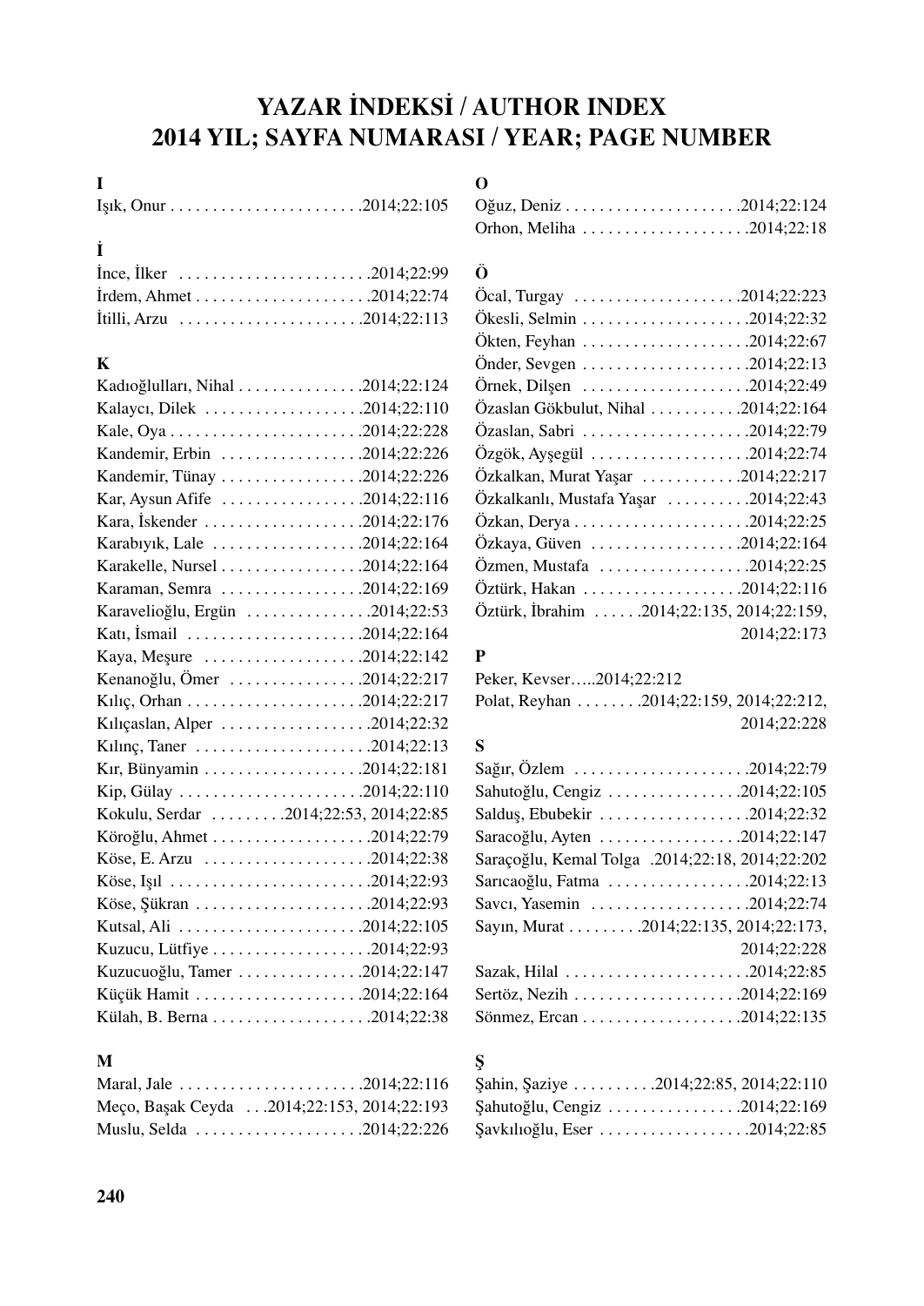# YAZAR İNDEKSİ / AUTHOR INDEX
# 2014 YIL; SAYFA NUMARASI / YEAR; PAGE NUMBER

**I**

Işık, Onur . . . . . . . . . . . . . . . . . . . . . .2014;22:105

**İ**

İnce, İlker . . . . . . . . . . . . . . . . . . . . . .2014;22:99
İrdem, Ahmet . . . . . . . . . . . . . . . . . . . .2014;22:74
İtilli, Arzu . . . . . . . . . . . . . . . . . . . . . .2014;22:113

**K**

Kadıoğlulları, Nihal . . . . . . . . . . . . . . .2014;22:124
Kalaycı, Dilek . . . . . . . . . . . . . . . . . . .2014;22:110
Kale, Oya . . . . . . . . . . . . . . . . . . . . . . .2014;22:228
Kandemir, Erbin . . . . . . . . . . . . . . . . .2014;22:226
Kandemir, Tünay . . . . . . . . . . . . . . . . .2014;22:226
Kar, Aysun Afife . . . . . . . . . . . . . . . . .2014;22:116
Kara, İskender . . . . . . . . . . . . . . . . . . .2014;22:176
Karabıyık, Lale . . . . . . . . . . . . . . . . . .2014;22:164
Karakelle, Nursel . . . . . . . . . . . . . . . . .2014;22:164
Karaman, Semra . . . . . . . . . . . . . . . . .2014;22:169
Karavelioğlu, Ergün . . . . . . . . . . . . . . .2014;22:53
Katı, İsmail . . . . . . . . . . . . . . . . . . . . .2014;22:164
Kaya, Meşure . . . . . . . . . . . . . . . . . . .2014;22:142
Kenanoğlu, Ömer . . . . . . . . . . . . . . . .2014;22:217
Kılıç, Orhan . . . . . . . . . . . . . . . . . . . . .2014;22:217
Kılıçaslan, Alper . . . . . . . . . . . . . . . . .2014;22:32
Kılınç, Taner . . . . . . . . . . . . . . . . . . . .2014;22:13
Kır, Bünyamin . . . . . . . . . . . . . . . . . . .2014;22:181
Kip, Gülay . . . . . . . . . . . . . . . . . . . . . .2014;22:110
Kokulu, Serdar . . . . . . . . .2014;22:53, 2014;22:85
Köroğlu, Ahmet . . . . . . . . . . . . . . . . . .2014;22:79
Köse, E. Arzu . . . . . . . . . . . . . . . . . . .2014;22:38
Köse, Işıl . . . . . . . . . . . . . . . . . . . . . . .2014;22:93
Köse, Şükran . . . . . . . . . . . . . . . . . . . .2014;22:93
Kutsal, Ali . . . . . . . . . . . . . . . . . . . . . .2014;22:105
Kuzucu, Lütfiye . . . . . . . . . . . . . . . . . .2014;22:93
Kuzucuoğlu, Tamer . . . . . . . . . . . . . . .2014;22:147
Küçük Hamit . . . . . . . . . . . . . . . . . . . .2014;22:164
Külah, B. Berna . . . . . . . . . . . . . . . . . .2014;22:38

**M**

Maral, Jale . . . . . . . . . . . . . . . . . . . . . .2014;22:116
Meço, Başak Ceyda . . .2014;22:153, 2014;22:193
Muslu, Selda . . . . . . . . . . . . . . . . . . . .2014;22:226

**O**

Oğuz, Deniz . . . . . . . . . . . . . . . . . . . . .2014;22:124
Orhon, Meliha . . . . . . . . . . . . . . . . . . .2014;22:18

**Ö**

Öcal, Turgay . . . . . . . . . . . . . . . . . . . .2014;22:223
Ökesli, Selmin . . . . . . . . . . . . . . . . . . .2014;22:32
Ökten, Feyhan . . . . . . . . . . . . . . . . . . .2014;22:67
Önder, Sevgen . . . . . . . . . . . . . . . . . . .2014;22:13
Örnek, Dilşen . . . . . . . . . . . . . . . . . . . .2014;22:49
Özaslan Gökbulut, Nihal . . . . . . . . . . .2014;22:164
Özaslan, Sabri . . . . . . . . . . . . . . . . . . .2014;22:79
Özgök, Ayşegül . . . . . . . . . . . . . . . . . .2014;22:74
Özkalkan, Murat Yaşar . . . . . . . . . . . .2014;22:217
Özkalkanlı, Mustafa Yaşar . . . . . . . . .2014;22:43
Özkan, Derya . . . . . . . . . . . . . . . . . . . .2014;22:25
Özkaya, Güven . . . . . . . . . . . . . . . . . .2014;22:164
Özmen, Mustafa . . . . . . . . . . . . . . . . .2014;22:25
Öztürk, Hakan . . . . . . . . . . . . . . . . . . .2014;22:116
Öztürk, İbrahim . . . . . .2014;22:135, 2014;22:159, 2014;22:173

**P**

Peker, Kevser…..2014;22:212
Polat, Reyhan . . . . . . . .2014;22:159, 2014;22:212, 2014;22:228

**S**

Sağır, Özlem . . . . . . . . . . . . . . . . . . . .2014;22:79
Sahutoğlu, Cengiz . . . . . . . . . . . . . . . .2014;22:105
Salduş, Ebubekir . . . . . . . . . . . . . . . . .2014;22:32
Saracoğlu, Ayten . . . . . . . . . . . . . . . . .2014;22:147
Saraçoğlu, Kemal Tolga .2014;22:18, 2014;22:202
Sarıcaoğlu, Fatma . . . . . . . . . . . . . . . .2014;22:13
Savcı, Yasemin . . . . . . . . . . . . . . . . . .2014;22:74
Sayın, Murat . . . . . . . . .2014;22:135, 2014;22:173, 2014;22:228
Sazak, Hilal . . . . . . . . . . . . . . . . . . . . .2014;22:85
Sertöz, Nezih . . . . . . . . . . . . . . . . . . . .2014;22:169
Sönmez, Ercan . . . . . . . . . . . . . . . . . . .2014;22:135

**Ş**

Şahin, Şaziye . . . . . . . . . .2014;22:85, 2014;22:110
Şahutoğlu, Cengiz . . . . . . . . . . . . . . . .2014;22:169
Şavkılıoğlu, Eser . . . . . . . . . . . . . . . . .2014;22:85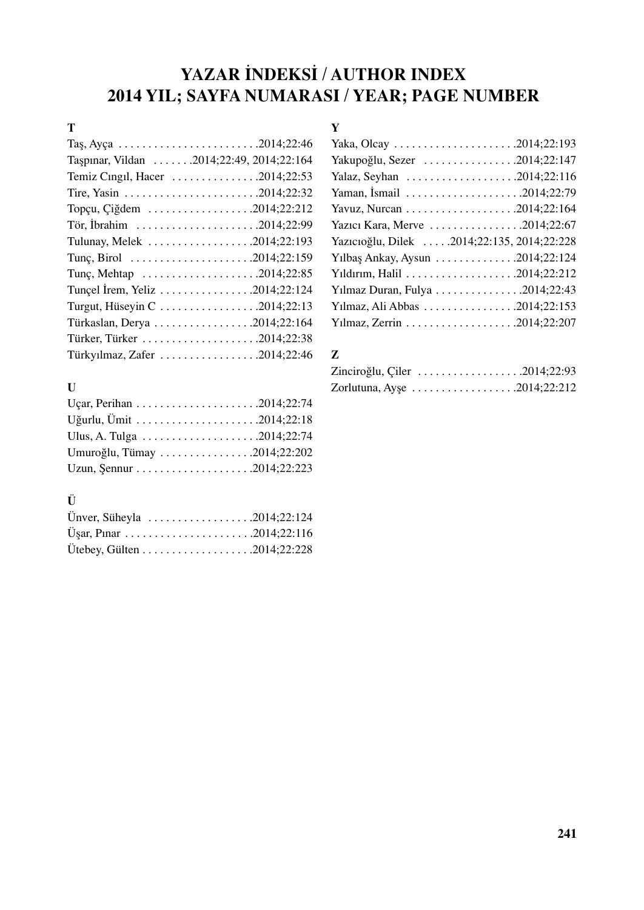# YAZAR İNDEKSİ / AUTHOR INDEX
# 2014 YIL; SAYFA NUMARASI / YEAR; PAGE NUMBER

**T**

Taş, Ayça . . . . . . . . . . . . . . . . . . . . . . . .2014;22:46
Taşpınar, Vildan . . . . . . .2014;22:49, 2014;22:164
Temiz Cıngıl, Hacer . . . . . . . . . . . . . . .2014;22:53
Tire, Yasin . . . . . . . . . . . . . . . . . . . . . . .2014;22:32
Topçu, Çiğdem . . . . . . . . . . . . . . . . . .2014;22:212
Tör, İbrahim . . . . . . . . . . . . . . . . . . . . .2014;22:99
Tulunay, Melek . . . . . . . . . . . . . . . . . .2014;22:193
Tunç, Birol . . . . . . . . . . . . . . . . . . . . .2014;22:159
Tunç, Mehtap . . . . . . . . . . . . . . . . . . . .2014;22:85
Tunçel İrem, Yeliz . . . . . . . . . . . . . . . .2014;22:124
Turgut, Hüseyin C . . . . . . . . . . . . . . . . .2014;22:13
Türkaslan, Derya . . . . . . . . . . . . . . . . .2014;22:164
Türker, Türker . . . . . . . . . . . . . . . . . . . .2014;22:38
Türkyılmaz, Zafer . . . . . . . . . . . . . . . . .2014;22:46

**U**

Uçar, Perihan . . . . . . . . . . . . . . . . . . . . .2014;22:74
Uğurlu, Ümit . . . . . . . . . . . . . . . . . . . . .2014;22:18
Ulus, A. Tulga . . . . . . . . . . . . . . . . . . . .2014;22:74
Umuroğlu, Tümay . . . . . . . . . . . . . . . .2014;22:202
Uzun, Şennur . . . . . . . . . . . . . . . . . . . .2014;22:223

**Ü**

Ünver, Süheyla . . . . . . . . . . . . . . . . . .2014;22:124
Üşar, Pınar . . . . . . . . . . . . . . . . . . . . . .2014;22:116
Ütebey, Gülten . . . . . . . . . . . . . . . . . . .2014;22:228

**Y**

Yaka, Olcay . . . . . . . . . . . . . . . . . . . . .2014;22:193
Yakupoğlu, Sezer . . . . . . . . . . . . . . . .2014;22:147
Yalaz, Seyhan . . . . . . . . . . . . . . . . . . .2014;22:116
Yaman, İsmail . . . . . . . . . . . . . . . . . . . .2014;22:79
Yavuz, Nurcan . . . . . . . . . . . . . . . . . . .2014;22:164
Yazıcı Kara, Merve . . . . . . . . . . . . . . . .2014;22:67
Yazıcıoğlu, Dilek . . . . .2014;22:135, 2014;22:228
Yılbaş Ankay, Aysun . . . . . . . . . . . . . .2014;22:124
Yıldırım, Halil . . . . . . . . . . . . . . . . . . .2014;22:212
Yılmaz Duran, Fulya . . . . . . . . . . . . . . .2014;22:43
Yılmaz, Ali Abbas . . . . . . . . . . . . . . . .2014;22:153
Yılmaz, Zerrin . . . . . . . . . . . . . . . . . . .2014;22:207

**Z**

Zinciroğlu, Çiler . . . . . . . . . . . . . . . . . .2014;22:93
Zorlutuna, Ayşe . . . . . . . . . . . . . . . . . .2014;22:212